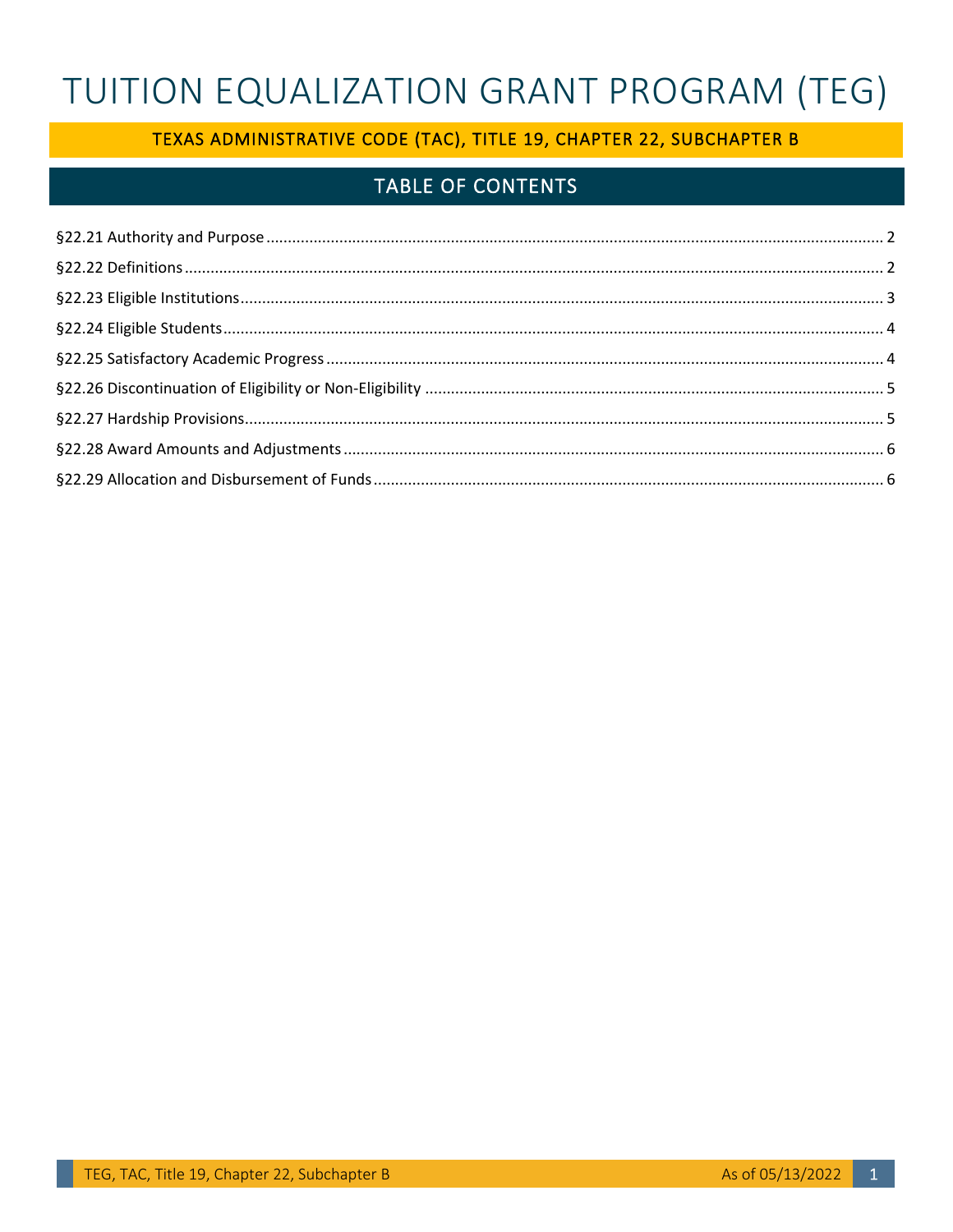# TUITION EQUALIZATION GRANT PROGRAM (TEG)

## TEXAS ADMINISTRATIVE CODE (TAC), TITLE 19, CHAPTER 22, SUBCHAPTER B

## TABLE OF CONTENTS

§22.21 Authority and Purpose ........ 2

§22.22 Definitions ........ 2

§22.23 Eligible Institutions ........ 3

§22.24 Eligible Students ........ 4

§22.25 Satisfactory Academic Progress ........ 4

§22.26 Discontinuation of Eligibility or Non-Eligibility ........ 5

§22.27 Hardship Provisions ........ 5

§22.28 Award Amounts and Adjustments ........ 6

§22.29 Allocation and Disbursement of Funds ........ 6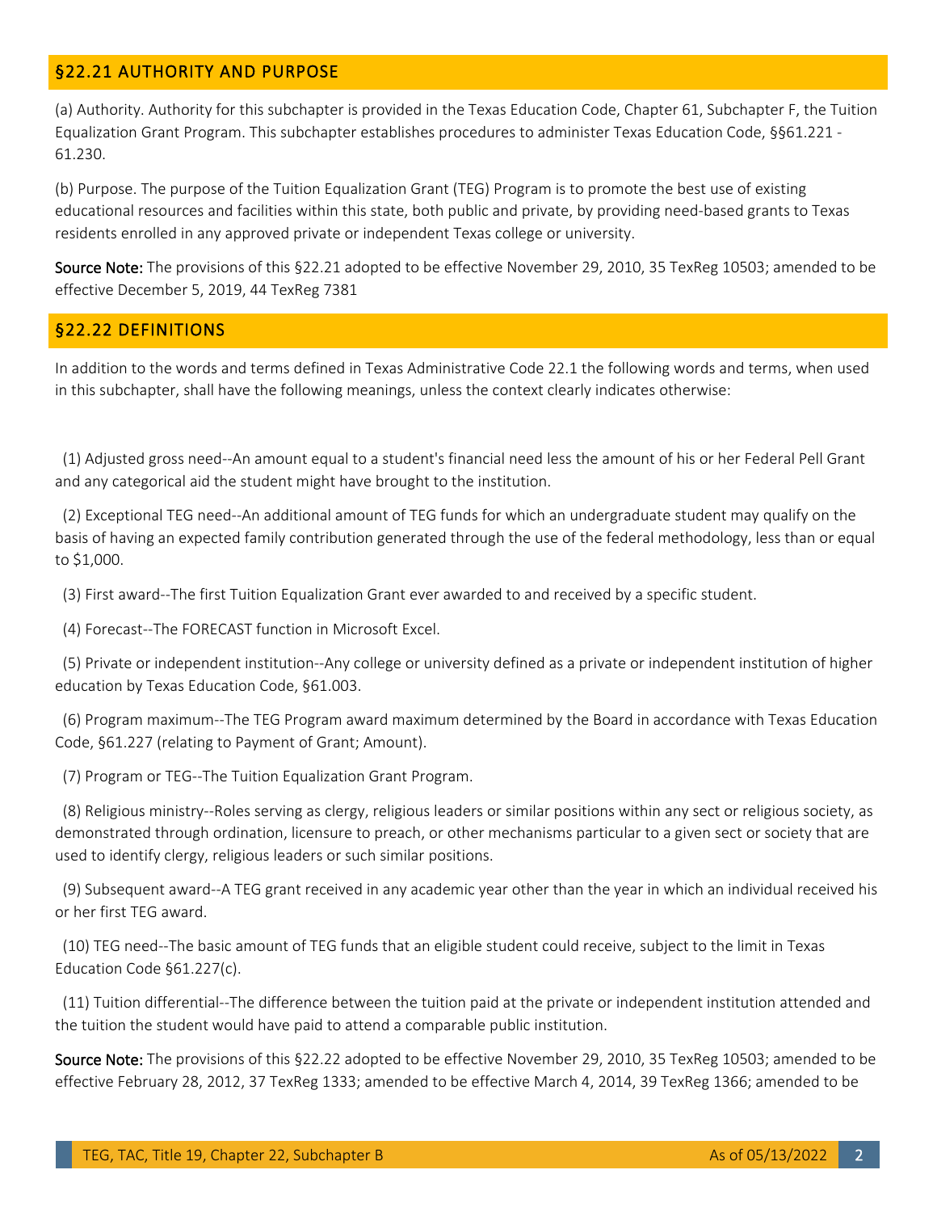## §22.21 AUTHORITY AND PURPOSE

(a) Authority. Authority for this subchapter is provided in the Texas Education Code, Chapter 61, Subchapter F, the Tuition Equalization Grant Program. This subchapter establishes procedures to administer Texas Education Code, §§61.221 - 61.230.

(b) Purpose. The purpose of the Tuition Equalization Grant (TEG) Program is to promote the best use of existing educational resources and facilities within this state, both public and private, by providing need-based grants to Texas residents enrolled in any approved private or independent Texas college or university.

**Source Note:** The provisions of this §22.21 adopted to be effective November 29, 2010, 35 TexReg 10503; amended to be effective December 5, 2019, 44 TexReg 7381

## §22.22 DEFINITIONS

In addition to the words and terms defined in Texas Administrative Code 22.1 the following words and terms, when used in this subchapter, shall have the following meanings, unless the context clearly indicates otherwise:

(1) Adjusted gross need--An amount equal to a student's financial need less the amount of his or her Federal Pell Grant and any categorical aid the student might have brought to the institution.

(2) Exceptional TEG need--An additional amount of TEG funds for which an undergraduate student may qualify on the basis of having an expected family contribution generated through the use of the federal methodology, less than or equal to $1,000.

(3) First award--The first Tuition Equalization Grant ever awarded to and received by a specific student.

(4) Forecast--The FORECAST function in Microsoft Excel.

(5) Private or independent institution--Any college or university defined as a private or independent institution of higher education by Texas Education Code, §61.003.

(6) Program maximum--The TEG Program award maximum determined by the Board in accordance with Texas Education Code, §61.227 (relating to Payment of Grant; Amount).

(7) Program or TEG--The Tuition Equalization Grant Program.

(8) Religious ministry--Roles serving as clergy, religious leaders or similar positions within any sect or religious society, as demonstrated through ordination, licensure to preach, or other mechanisms particular to a given sect or society that are used to identify clergy, religious leaders or such similar positions.

(9) Subsequent award--A TEG grant received in any academic year other than the year in which an individual received his or her first TEG award.

(10) TEG need--The basic amount of TEG funds that an eligible student could receive, subject to the limit in Texas Education Code §61.227(c).

(11) Tuition differential--The difference between the tuition paid at the private or independent institution attended and the tuition the student would have paid to attend a comparable public institution.

**Source Note:** The provisions of this §22.22 adopted to be effective November 29, 2010, 35 TexReg 10503; amended to be effective February 28, 2012, 37 TexReg 1333; amended to be effective March 4, 2014, 39 TexReg 1366; amended to be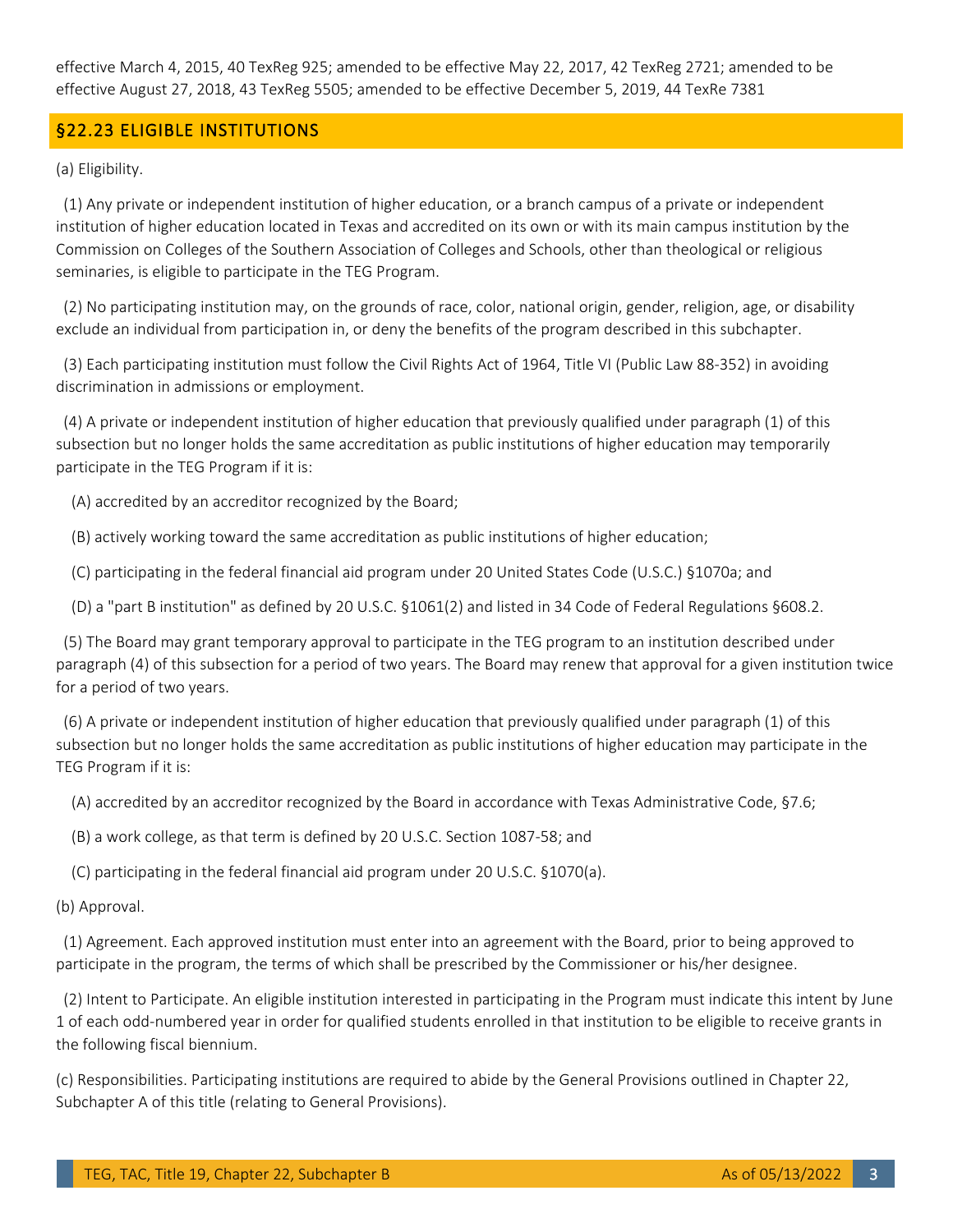effective March 4, 2015, 40 TexReg 925; amended to be effective May 22, 2017, 42 TexReg 2721; amended to be effective August 27, 2018, 43 TexReg 5505; amended to be effective December 5, 2019, 44 TexRe 7381

## §22.23 ELIGIBLE INSTITUTIONS

(a) Eligibility.

(1) Any private or independent institution of higher education, or a branch campus of a private or independent institution of higher education located in Texas and accredited on its own or with its main campus institution by the Commission on Colleges of the Southern Association of Colleges and Schools, other than theological or religious seminaries, is eligible to participate in the TEG Program.

(2) No participating institution may, on the grounds of race, color, national origin, gender, religion, age, or disability exclude an individual from participation in, or deny the benefits of the program described in this subchapter.

(3) Each participating institution must follow the Civil Rights Act of 1964, Title VI (Public Law 88-352) in avoiding discrimination in admissions or employment.

(4) A private or independent institution of higher education that previously qualified under paragraph (1) of this subsection but no longer holds the same accreditation as public institutions of higher education may temporarily participate in the TEG Program if it is:

(A) accredited by an accreditor recognized by the Board;

(B) actively working toward the same accreditation as public institutions of higher education;

(C) participating in the federal financial aid program under 20 United States Code (U.S.C.) §1070a; and

(D) a "part B institution" as defined by 20 U.S.C. §1061(2) and listed in 34 Code of Federal Regulations §608.2.

(5) The Board may grant temporary approval to participate in the TEG program to an institution described under paragraph (4) of this subsection for a period of two years. The Board may renew that approval for a given institution twice for a period of two years.

(6) A private or independent institution of higher education that previously qualified under paragraph (1) of this subsection but no longer holds the same accreditation as public institutions of higher education may participate in the TEG Program if it is:

(A) accredited by an accreditor recognized by the Board in accordance with Texas Administrative Code, §7.6;

(B) a work college, as that term is defined by 20 U.S.C. Section 1087-58; and

(C) participating in the federal financial aid program under 20 U.S.C. §1070(a).

(b) Approval.

(1) Agreement. Each approved institution must enter into an agreement with the Board, prior to being approved to participate in the program, the terms of which shall be prescribed by the Commissioner or his/her designee.

(2) Intent to Participate. An eligible institution interested in participating in the Program must indicate this intent by June 1 of each odd-numbered year in order for qualified students enrolled in that institution to be eligible to receive grants in the following fiscal biennium.

(c) Responsibilities. Participating institutions are required to abide by the General Provisions outlined in Chapter 22, Subchapter A of this title (relating to General Provisions).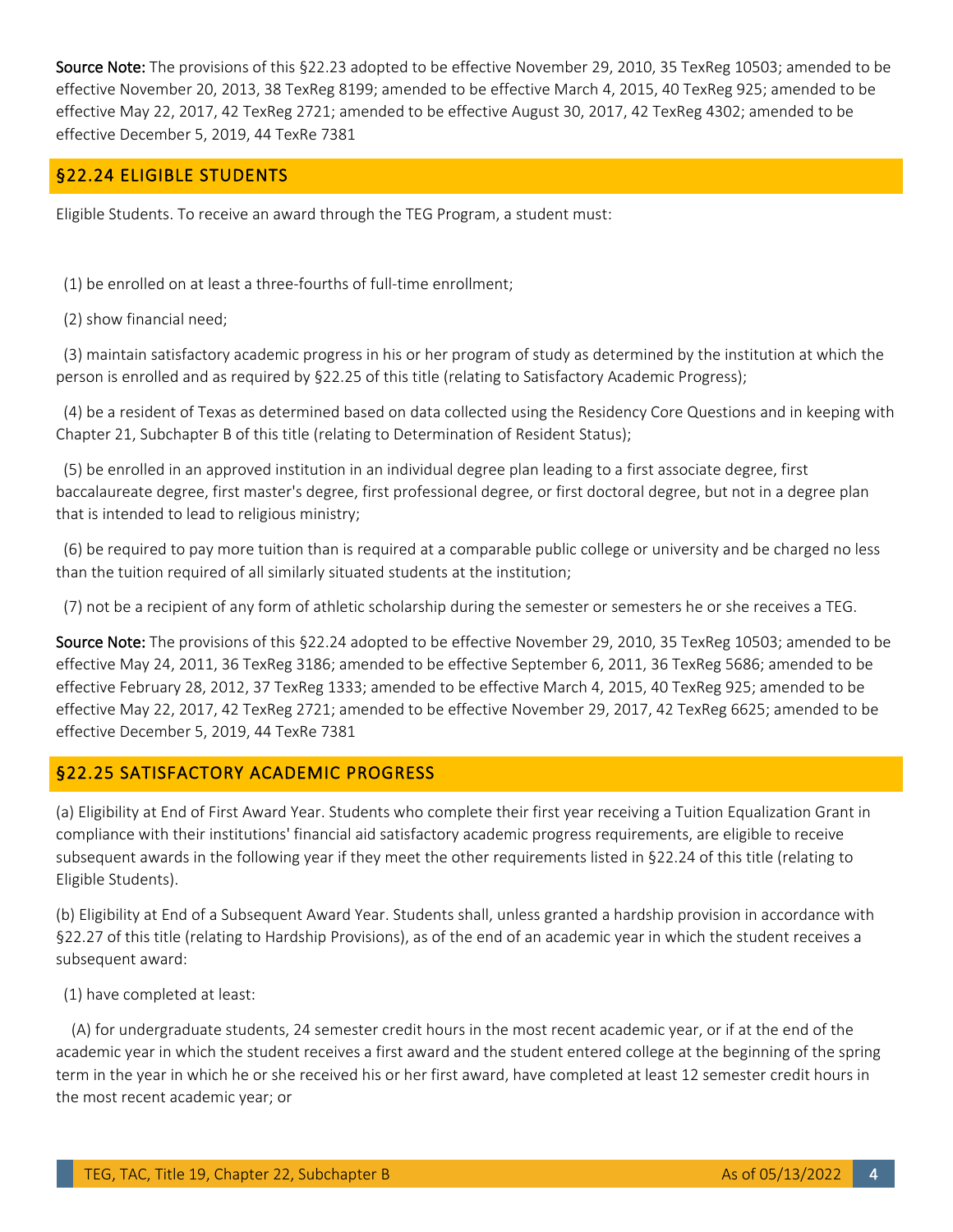**Source Note:** The provisions of this §22.23 adopted to be effective November 29, 2010, 35 TexReg 10503; amended to be effective November 20, 2013, 38 TexReg 8199; amended to be effective March 4, 2015, 40 TexReg 925; amended to be effective May 22, 2017, 42 TexReg 2721; amended to be effective August 30, 2017, 42 TexReg 4302; amended to be effective December 5, 2019, 44 TexRe 7381

## §22.24 ELIGIBLE STUDENTS

Eligible Students. To receive an award through the TEG Program, a student must:

(1) be enrolled on at least a three-fourths of full-time enrollment;

(2) show financial need;

(3) maintain satisfactory academic progress in his or her program of study as determined by the institution at which the person is enrolled and as required by §22.25 of this title (relating to Satisfactory Academic Progress);

(4) be a resident of Texas as determined based on data collected using the Residency Core Questions and in keeping with Chapter 21, Subchapter B of this title (relating to Determination of Resident Status);

(5) be enrolled in an approved institution in an individual degree plan leading to a first associate degree, first baccalaureate degree, first master's degree, first professional degree, or first doctoral degree, but not in a degree plan that is intended to lead to religious ministry;

(6) be required to pay more tuition than is required at a comparable public college or university and be charged no less than the tuition required of all similarly situated students at the institution;

(7) not be a recipient of any form of athletic scholarship during the semester or semesters he or she receives a TEG.

**Source Note:** The provisions of this §22.24 adopted to be effective November 29, 2010, 35 TexReg 10503; amended to be effective May 24, 2011, 36 TexReg 3186; amended to be effective September 6, 2011, 36 TexReg 5686; amended to be effective February 28, 2012, 37 TexReg 1333; amended to be effective March 4, 2015, 40 TexReg 925; amended to be effective May 22, 2017, 42 TexReg 2721; amended to be effective November 29, 2017, 42 TexReg 6625; amended to be effective December 5, 2019, 44 TexRe 7381

## §22.25 SATISFACTORY ACADEMIC PROGRESS

(a) Eligibility at End of First Award Year. Students who complete their first year receiving a Tuition Equalization Grant in compliance with their institutions' financial aid satisfactory academic progress requirements, are eligible to receive subsequent awards in the following year if they meet the other requirements listed in §22.24 of this title (relating to Eligible Students).

(b) Eligibility at End of a Subsequent Award Year. Students shall, unless granted a hardship provision in accordance with §22.27 of this title (relating to Hardship Provisions), as of the end of an academic year in which the student receives a subsequent award:

(1) have completed at least:

(A) for undergraduate students, 24 semester credit hours in the most recent academic year, or if at the end of the academic year in which the student receives a first award and the student entered college at the beginning of the spring term in the year in which he or she received his or her first award, have completed at least 12 semester credit hours in the most recent academic year; or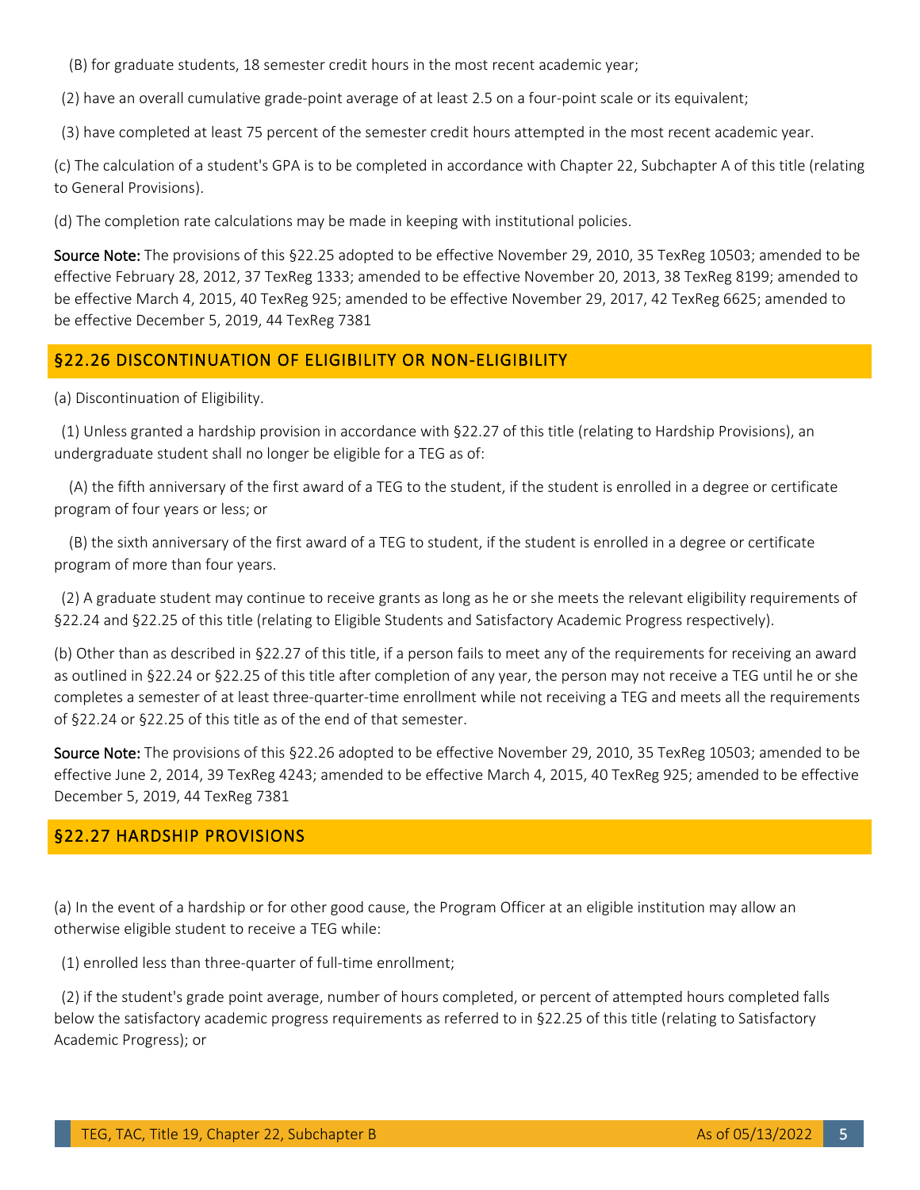(B) for graduate students, 18 semester credit hours in the most recent academic year;

(2) have an overall cumulative grade-point average of at least 2.5 on a four-point scale or its equivalent;

(3) have completed at least 75 percent of the semester credit hours attempted in the most recent academic year.

(c) The calculation of a student's GPA is to be completed in accordance with Chapter 22, Subchapter A of this title (relating to General Provisions).

(d) The completion rate calculations may be made in keeping with institutional policies.

**Source Note:** The provisions of this §22.25 adopted to be effective November 29, 2010, 35 TexReg 10503; amended to be effective February 28, 2012, 37 TexReg 1333; amended to be effective November 20, 2013, 38 TexReg 8199; amended to be effective March 4, 2015, 40 TexReg 925; amended to be effective November 29, 2017, 42 TexReg 6625; amended to be effective December 5, 2019, 44 TexReg 7381

## §22.26 DISCONTINUATION OF ELIGIBILITY OR NON-ELIGIBILITY

(a) Discontinuation of Eligibility.

(1) Unless granted a hardship provision in accordance with §22.27 of this title (relating to Hardship Provisions), an undergraduate student shall no longer be eligible for a TEG as of:

(A) the fifth anniversary of the first award of a TEG to the student, if the student is enrolled in a degree or certificate program of four years or less; or

(B) the sixth anniversary of the first award of a TEG to student, if the student is enrolled in a degree or certificate program of more than four years.

(2) A graduate student may continue to receive grants as long as he or she meets the relevant eligibility requirements of §22.24 and §22.25 of this title (relating to Eligible Students and Satisfactory Academic Progress respectively).

(b) Other than as described in §22.27 of this title, if a person fails to meet any of the requirements for receiving an award as outlined in §22.24 or §22.25 of this title after completion of any year, the person may not receive a TEG until he or she completes a semester of at least three-quarter-time enrollment while not receiving a TEG and meets all the requirements of §22.24 or §22.25 of this title as of the end of that semester.

**Source Note:** The provisions of this §22.26 adopted to be effective November 29, 2010, 35 TexReg 10503; amended to be effective June 2, 2014, 39 TexReg 4243; amended to be effective March 4, 2015, 40 TexReg 925; amended to be effective December 5, 2019, 44 TexReg 7381

## §22.27 HARDSHIP PROVISIONS

(a) In the event of a hardship or for other good cause, the Program Officer at an eligible institution may allow an otherwise eligible student to receive a TEG while:

(1) enrolled less than three-quarter of full-time enrollment;

(2) if the student's grade point average, number of hours completed, or percent of attempted hours completed falls below the satisfactory academic progress requirements as referred to in §22.25 of this title (relating to Satisfactory Academic Progress); or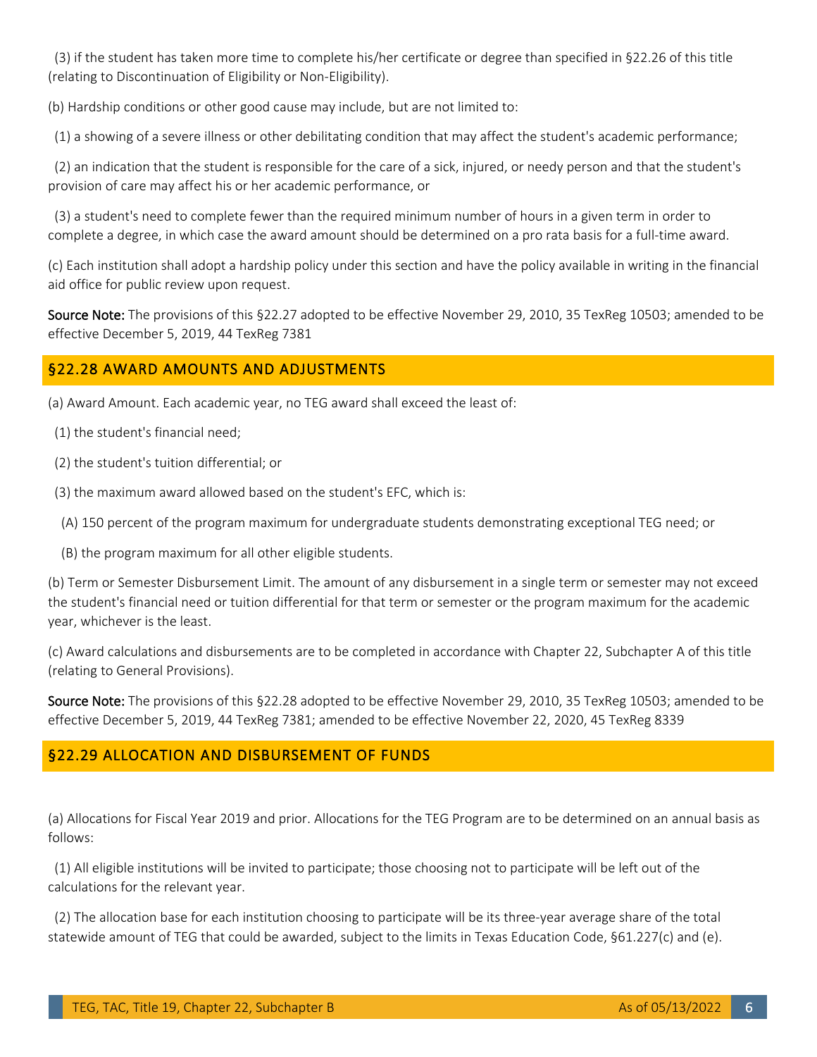(3) if the student has taken more time to complete his/her certificate or degree than specified in §22.26 of this title (relating to Discontinuation of Eligibility or Non-Eligibility).

(b) Hardship conditions or other good cause may include, but are not limited to:

(1) a showing of a severe illness or other debilitating condition that may affect the student's academic performance;

(2) an indication that the student is responsible for the care of a sick, injured, or needy person and that the student's provision of care may affect his or her academic performance, or

(3) a student's need to complete fewer than the required minimum number of hours in a given term in order to complete a degree, in which case the award amount should be determined on a pro rata basis for a full-time award.

(c) Each institution shall adopt a hardship policy under this section and have the policy available in writing in the financial aid office for public review upon request.

**Source Note:** The provisions of this §22.27 adopted to be effective November 29, 2010, 35 TexReg 10503; amended to be effective December 5, 2019, 44 TexReg 7381

## §22.28 AWARD AMOUNTS AND ADJUSTMENTS

(a) Award Amount. Each academic year, no TEG award shall exceed the least of:

(1) the student's financial need;

(2) the student's tuition differential; or

(3) the maximum award allowed based on the student's EFC, which is:

(A) 150 percent of the program maximum for undergraduate students demonstrating exceptional TEG need; or

(B) the program maximum for all other eligible students.

(b) Term or Semester Disbursement Limit. The amount of any disbursement in a single term or semester may not exceed the student's financial need or tuition differential for that term or semester or the program maximum for the academic year, whichever is the least.

(c) Award calculations and disbursements are to be completed in accordance with Chapter 22, Subchapter A of this title (relating to General Provisions).

**Source Note:** The provisions of this §22.28 adopted to be effective November 29, 2010, 35 TexReg 10503; amended to be effective December 5, 2019, 44 TexReg 7381; amended to be effective November 22, 2020, 45 TexReg 8339

## §22.29 ALLOCATION AND DISBURSEMENT OF FUNDS

(a) Allocations for Fiscal Year 2019 and prior. Allocations for the TEG Program are to be determined on an annual basis as follows:

(1) All eligible institutions will be invited to participate; those choosing not to participate will be left out of the calculations for the relevant year.

(2) The allocation base for each institution choosing to participate will be its three-year average share of the total statewide amount of TEG that could be awarded, subject to the limits in Texas Education Code, §61.227(c) and (e).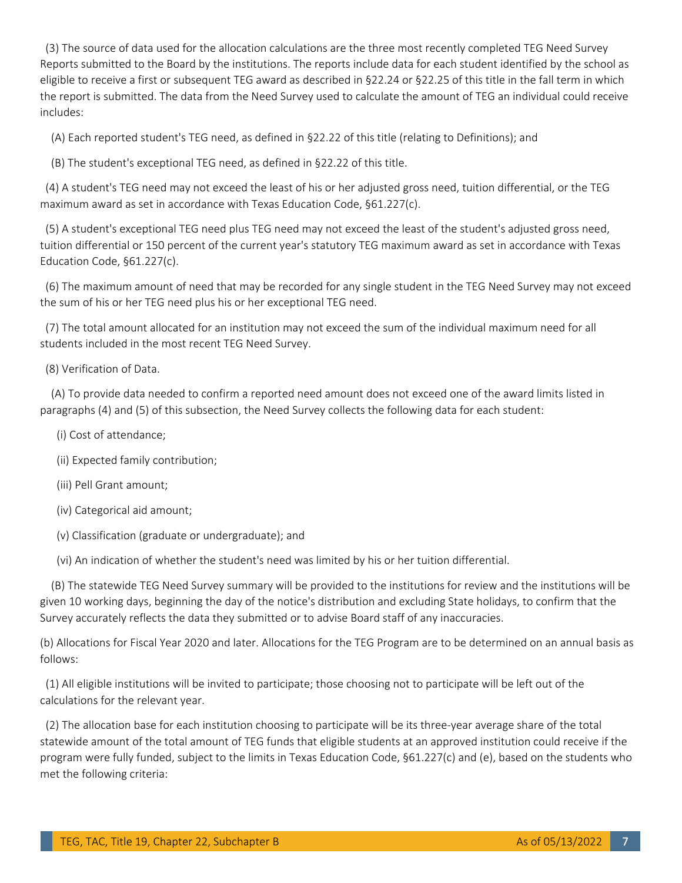(3) The source of data used for the allocation calculations are the three most recently completed TEG Need Survey Reports submitted to the Board by the institutions. The reports include data for each student identified by the school as eligible to receive a first or subsequent TEG award as described in §22.24 or §22.25 of this title in the fall term in which the report is submitted. The data from the Need Survey used to calculate the amount of TEG an individual could receive includes:

(A) Each reported student's TEG need, as defined in §22.22 of this title (relating to Definitions); and

(B) The student's exceptional TEG need, as defined in §22.22 of this title.

(4) A student's TEG need may not exceed the least of his or her adjusted gross need, tuition differential, or the TEG maximum award as set in accordance with Texas Education Code, §61.227(c).

(5) A student's exceptional TEG need plus TEG need may not exceed the least of the student's adjusted gross need, tuition differential or 150 percent of the current year's statutory TEG maximum award as set in accordance with Texas Education Code, §61.227(c).

(6) The maximum amount of need that may be recorded for any single student in the TEG Need Survey may not exceed the sum of his or her TEG need plus his or her exceptional TEG need.

(7) The total amount allocated for an institution may not exceed the sum of the individual maximum need for all students included in the most recent TEG Need Survey.

(8) Verification of Data.

(A) To provide data needed to confirm a reported need amount does not exceed one of the award limits listed in paragraphs (4) and (5) of this subsection, the Need Survey collects the following data for each student:

(i) Cost of attendance;

(ii) Expected family contribution;

(iii) Pell Grant amount;

(iv) Categorical aid amount;

(v) Classification (graduate or undergraduate); and

(vi) An indication of whether the student's need was limited by his or her tuition differential.

(B) The statewide TEG Need Survey summary will be provided to the institutions for review and the institutions will be given 10 working days, beginning the day of the notice's distribution and excluding State holidays, to confirm that the Survey accurately reflects the data they submitted or to advise Board staff of any inaccuracies.

(b) Allocations for Fiscal Year 2020 and later. Allocations for the TEG Program are to be determined on an annual basis as follows:

(1) All eligible institutions will be invited to participate; those choosing not to participate will be left out of the calculations for the relevant year.

(2) The allocation base for each institution choosing to participate will be its three-year average share of the total statewide amount of the total amount of TEG funds that eligible students at an approved institution could receive if the program were fully funded, subject to the limits in Texas Education Code, §61.227(c) and (e), based on the students who met the following criteria: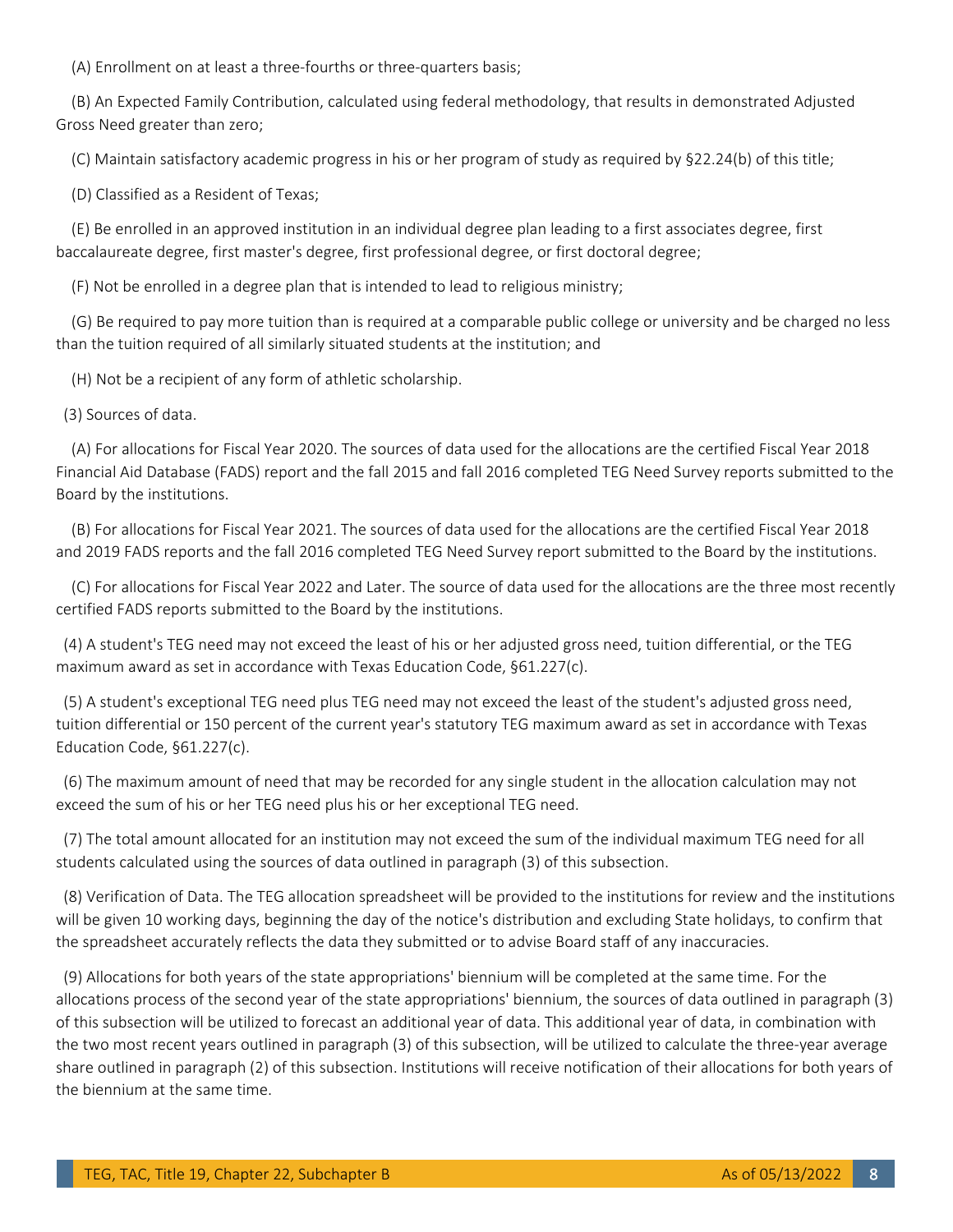(A) Enrollment on at least a three-fourths or three-quarters basis;

(B) An Expected Family Contribution, calculated using federal methodology, that results in demonstrated Adjusted Gross Need greater than zero;

(C) Maintain satisfactory academic progress in his or her program of study as required by §22.24(b) of this title;

(D) Classified as a Resident of Texas;

(E) Be enrolled in an approved institution in an individual degree plan leading to a first associates degree, first baccalaureate degree, first master's degree, first professional degree, or first doctoral degree;

(F) Not be enrolled in a degree plan that is intended to lead to religious ministry;

(G) Be required to pay more tuition than is required at a comparable public college or university and be charged no less than the tuition required of all similarly situated students at the institution; and

(H) Not be a recipient of any form of athletic scholarship.

(3) Sources of data.

(A) For allocations for Fiscal Year 2020. The sources of data used for the allocations are the certified Fiscal Year 2018 Financial Aid Database (FADS) report and the fall 2015 and fall 2016 completed TEG Need Survey reports submitted to the Board by the institutions.

(B) For allocations for Fiscal Year 2021. The sources of data used for the allocations are the certified Fiscal Year 2018 and 2019 FADS reports and the fall 2016 completed TEG Need Survey report submitted to the Board by the institutions.

(C) For allocations for Fiscal Year 2022 and Later. The source of data used for the allocations are the three most recently certified FADS reports submitted to the Board by the institutions.

(4) A student's TEG need may not exceed the least of his or her adjusted gross need, tuition differential, or the TEG maximum award as set in accordance with Texas Education Code, §61.227(c).

(5) A student's exceptional TEG need plus TEG need may not exceed the least of the student's adjusted gross need, tuition differential or 150 percent of the current year's statutory TEG maximum award as set in accordance with Texas Education Code, §61.227(c).

(6) The maximum amount of need that may be recorded for any single student in the allocation calculation may not exceed the sum of his or her TEG need plus his or her exceptional TEG need.

(7) The total amount allocated for an institution may not exceed the sum of the individual maximum TEG need for all students calculated using the sources of data outlined in paragraph (3) of this subsection.

(8) Verification of Data. The TEG allocation spreadsheet will be provided to the institutions for review and the institutions will be given 10 working days, beginning the day of the notice's distribution and excluding State holidays, to confirm that the spreadsheet accurately reflects the data they submitted or to advise Board staff of any inaccuracies.

(9) Allocations for both years of the state appropriations' biennium will be completed at the same time. For the allocations process of the second year of the state appropriations' biennium, the sources of data outlined in paragraph (3) of this subsection will be utilized to forecast an additional year of data. This additional year of data, in combination with the two most recent years outlined in paragraph (3) of this subsection, will be utilized to calculate the three-year average share outlined in paragraph (2) of this subsection. Institutions will receive notification of their allocations for both years of the biennium at the same time.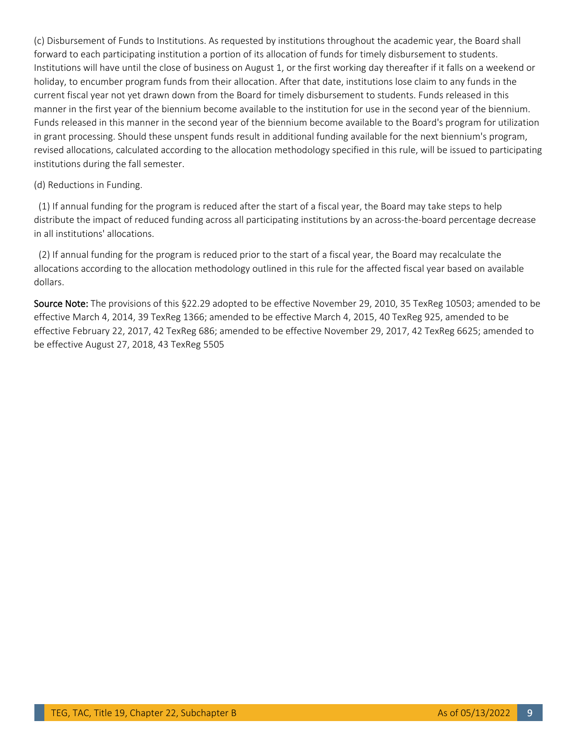(c) Disbursement of Funds to Institutions. As requested by institutions throughout the academic year, the Board shall forward to each participating institution a portion of its allocation of funds for timely disbursement to students. Institutions will have until the close of business on August 1, or the first working day thereafter if it falls on a weekend or holiday, to encumber program funds from their allocation. After that date, institutions lose claim to any funds in the current fiscal year not yet drawn down from the Board for timely disbursement to students. Funds released in this manner in the first year of the biennium become available to the institution for use in the second year of the biennium. Funds released in this manner in the second year of the biennium become available to the Board's program for utilization in grant processing. Should these unspent funds result in additional funding available for the next biennium's program, revised allocations, calculated according to the allocation methodology specified in this rule, will be issued to participating institutions during the fall semester.

(d) Reductions in Funding.

(1) If annual funding for the program is reduced after the start of a fiscal year, the Board may take steps to help distribute the impact of reduced funding across all participating institutions by an across-the-board percentage decrease in all institutions' allocations.

(2) If annual funding for the program is reduced prior to the start of a fiscal year, the Board may recalculate the allocations according to the allocation methodology outlined in this rule for the affected fiscal year based on available dollars.

**Source Note:** The provisions of this §22.29 adopted to be effective November 29, 2010, 35 TexReg 10503; amended to be effective March 4, 2014, 39 TexReg 1366; amended to be effective March 4, 2015, 40 TexReg 925, amended to be effective February 22, 2017, 42 TexReg 686; amended to be effective November 29, 2017, 42 TexReg 6625; amended to be effective August 27, 2018, 43 TexReg 5505